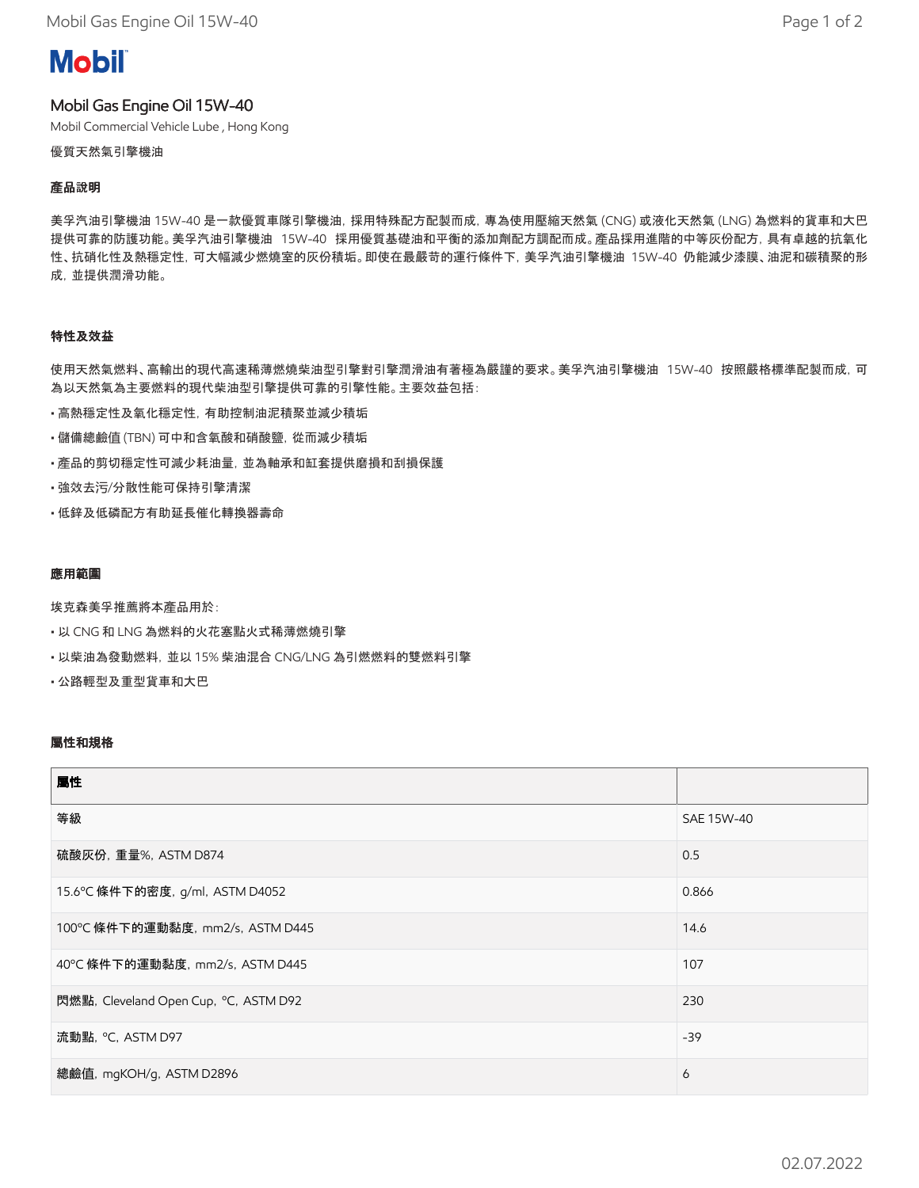**Mobil**

# Mobil Gas Engine Oil 15W-40

Mobil Commercial Vehicle Lube , Hong Kong

優質天然氣引擎機油

## 產品說明

美孚汽油引擎機油 15W-40 是一款優質車隊引擎機油，採用特殊配方配製而成，專為使用壓縮天然氣 (CNG) 或液化天然氣 (LNG) 為燃料的貨車和大巴提供可靠的防護功能。美孚汽油引擎機油 15W-40 採用優質基礎油和平衡的添加劑配方調配而成。產品採用進階的中等灰份配方，具有卓越的抗氧化性、抗硝化性及熱穩定性，可大幅減少燃燒室的灰份積垢。即使在最嚴苛的運行條件下，美孚汽油引擎機油 15W-40 仍能減少漆膜、油泥和碳積聚的形成，並提供潤滑功能。

## 特性及效益

使用天然氣燃料、高輸出的現代高速稀薄燃燒柴油型引擎對引擎潤滑油有著極為嚴謹的要求。美孚汽油引擎機油 15W-40 按照嚴格標準配製而成，可為以天然氣為主要燃料的現代柴油型引擎提供可靠的引擎性能。主要效益包括：

- 高熱穩定性及氧化穩定性，有助控制油泥積聚並減少積垢
- 儲備總鹼值 (TBN) 可中和含氧酸和硝酸鹽，從而減少積垢
- 產品的剪切穩定性可減少耗油量，並為軸承和缸套提供磨損和刮損保護
- 強效去污/分散性能可保持引擎清潔
- 低鋅及低磷配方有助延長催化轉換器壽命

## 應用範圍

埃克森美孚推薦將本產品用於：

- 以 CNG 和 LNG 為燃料的火花塞點火式稀薄燃燒引擎
- 以柴油為發動燃料，並以 15% 柴油混合 CNG/LNG 為引燃燃料的雙燃料引擎
- 公路輕型及重型貨車和大巴

## 屬性和規格

| 屬性 | |
|---|---|
| 等級 | SAE 15W-40 |
| 硫酸灰份，重量%，ASTM D874 | 0.5 |
| 15.6°C 條件下的密度，g/ml，ASTM D4052 | 0.866 |
| 100°C 條件下的運動黏度，mm2/s，ASTM D445 | 14.6 |
| 40°C 條件下的運動黏度，mm2/s，ASTM D445 | 107 |
| 閃燃點，Cleveland Open Cup，°C，ASTM D92 | 230 |
| 流動點，°C，ASTM D97 | -39 |
| 總鹼值，mgKOH/g，ASTM D2896 | 6 |

02.07.2022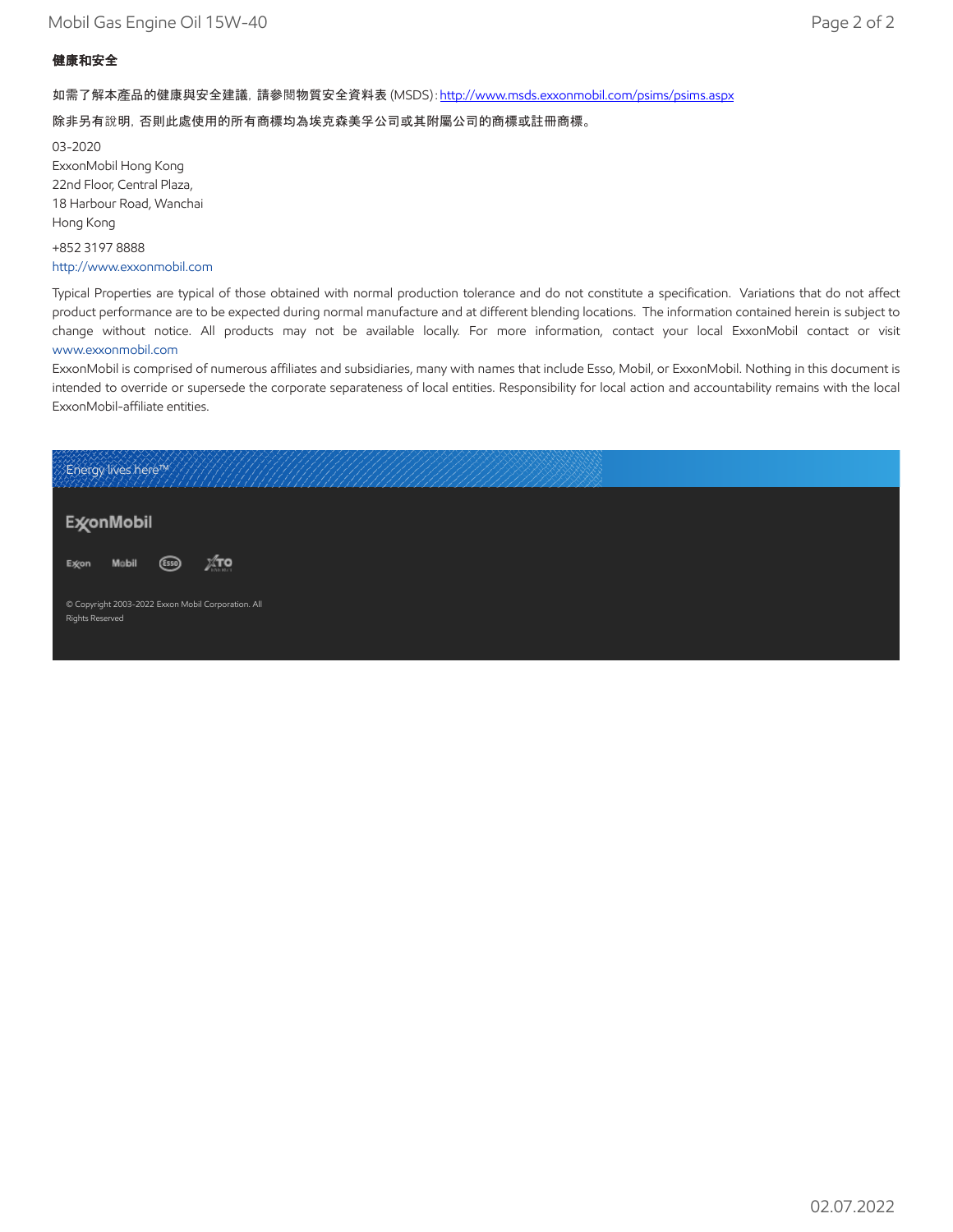**健康和安全**

如需了解本產品的健康與安全建議，請參閱物質安全資料表 (MSDS)：http://www.msds.exxonmobil.com/psims/psims.aspx

除非另有說明，否則此處使用的所有商標均為埃克森美孚公司或其附屬公司的商標或註冊商標。

03-2020
ExxonMobil Hong Kong
22nd Floor, Central Plaza,
18 Harbour Road, Wanchai
Hong Kong

+852 3197 8888
http://www.exxonmobil.com

Typical Properties are typical of those obtained with normal production tolerance and do not constitute a specification. Variations that do not affect product performance are to be expected during normal manufacture and at different blending locations. The information contained herein is subject to change without notice. All products may not be available locally. For more information, contact your local ExxonMobil contact or visit www.exxonmobil.com

ExxonMobil is comprised of numerous affiliates and subsidiaries, many with names that include Esso, Mobil, or ExxonMobil. Nothing in this document is intended to override or supersede the corporate separateness of local entities. Responsibility for local action and accountability remains with the local ExxonMobil-affiliate entities.

Energy lives here™

ExxonMobil

Exxon Mobil Esso XTO

© Copyright 2003-2022 Exxon Mobil Corporation. All Rights Reserved

02.07.2022